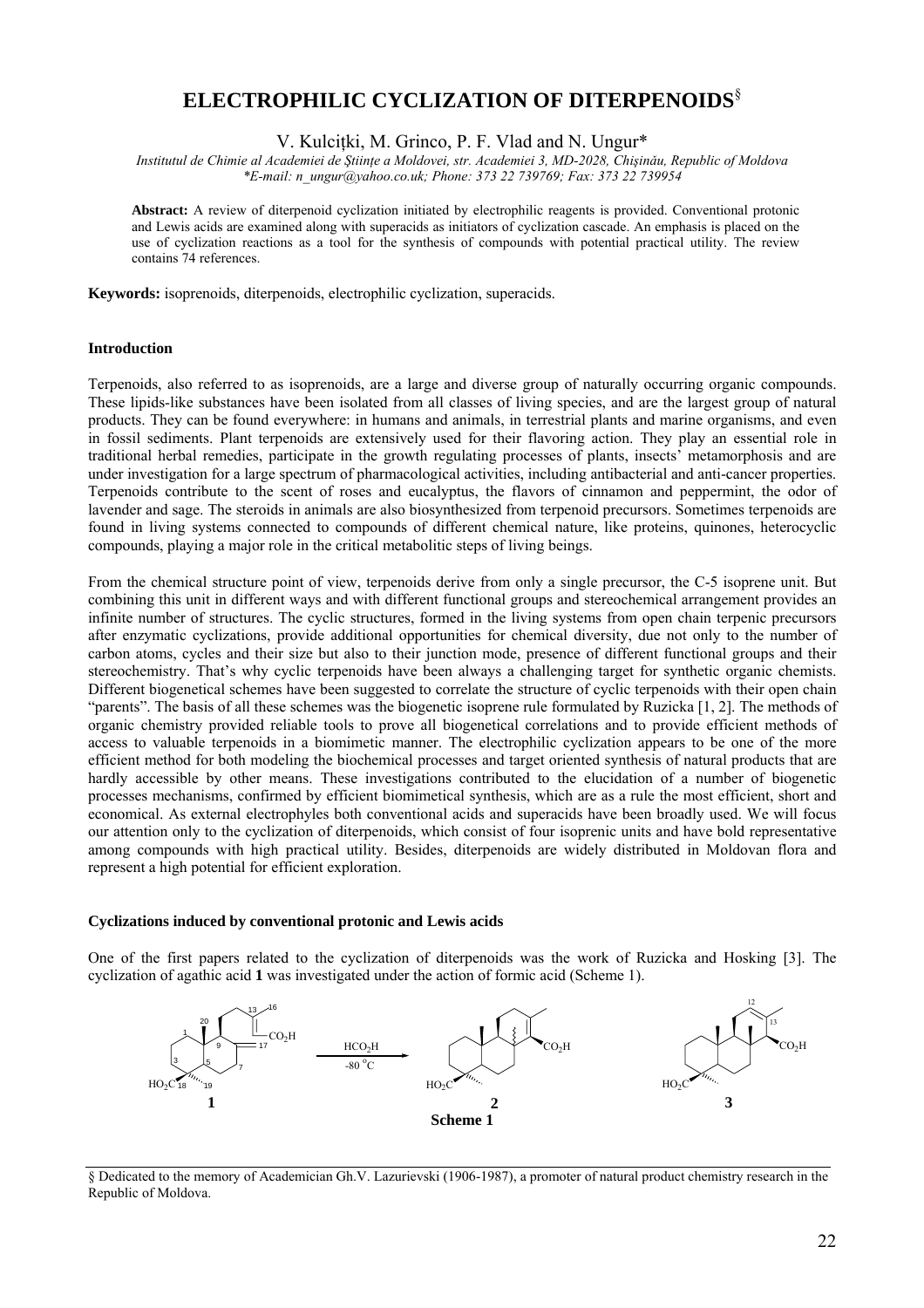# ELECTROPHILIC CYCLIZATION OF DITERPENOIDS[§]

V. Kulciţki, M. Grinco, P. F. Vlad and N. Ungur*

*Institutul de Chimie al Academiei de Ştiinţe a Moldovei, str. Academiei 3, MD-2028, Chişinău, Republic of Moldova*
*\*E-mail: n_ungur@yahoo.co.uk; Phone: 373 22 739769; Fax: 373 22 739954*

**Abstract:** A review of diterpenoid cyclization initiated by electrophilic reagents is provided. Conventional protonic and Lewis acids are examined along with superacids as initiators of cyclization cascade. An emphasis is placed on the use of cyclization reactions as a tool for the synthesis of compounds with potential practical utility. The review contains 74 references.

**Keywords:** isoprenoids, diterpenoids, electrophilic cyclization, superacids.

### Introduction

Terpenoids, also referred to as isoprenoids, are a large and diverse group of naturally occurring organic compounds. These lipids-like substances have been isolated from all classes of living species, and are the largest group of natural products. They can be found everywhere: in humans and animals, in terrestrial plants and marine organisms, and even in fossil sediments. Plant terpenoids are extensively used for their flavoring action. They play an essential role in traditional herbal remedies, participate in the growth regulating processes of plants, insects' metamorphosis and are under investigation for a large spectrum of pharmacological activities, including antibacterial and anti-cancer properties. Terpenoids contribute to the scent of roses and eucalyptus, the flavors of cinnamon and peppermint, the odor of lavender and sage. The steroids in animals are also biosynthesized from terpenoid precursors. Sometimes terpenoids are found in living systems connected to compounds of different chemical nature, like proteins, quinones, heterocyclic compounds, playing a major role in the critical metabolitic steps of living beings.

From the chemical structure point of view, terpenoids derive from only a single precursor, the C-5 isoprene unit. But combining this unit in different ways and with different functional groups and stereochemical arrangement provides an infinite number of structures. The cyclic structures, formed in the living systems from open chain terpenic precursors after enzymatic cyclizations, provide additional opportunities for chemical diversity, due not only to the number of carbon atoms, cycles and their size but also to their junction mode, presence of different functional groups and their stereochemistry. That's why cyclic terpenoids have been always a challenging target for synthetic organic chemists. Different biogenetical schemes have been suggested to correlate the structure of cyclic terpenoids with their open chain "parents". The basis of all these schemes was the biogenetic isoprene rule formulated by Ruzicka [1, 2]. The methods of organic chemistry provided reliable tools to prove all biogenetical correlations and to provide efficient methods of access to valuable terpenoids in a biomimetic manner. The electrophilic cyclization appears to be one of the more efficient method for both modeling the biochemical processes and target oriented synthesis of natural products that are hardly accessible by other means. These investigations contributed to the elucidation of a number of biogenetic processes mechanisms, confirmed by efficient biomimetical synthesis, which are as a rule the most efficient, short and economical. As external electrophyles both conventional acids and superacids have been broadly used. We will focus our attention only to the cyclization of diterpenoids, which consist of four isoprenic units and have bold representative among compounds with high practical utility. Besides, diterpenoids are widely distributed in Moldovan flora and represent a high potential for efficient exploration.

### Cyclizations induced by conventional protonic and Lewis acids

One of the first papers related to the cyclization of diterpenoids was the work of Ruzicka and Hosking [3]. The cyclization of agathic acid **1** was investigated under the action of formic acid (Scheme 1).

**Scheme 1**

§ Dedicated to the memory of Academician Gh.V. Lazurievski (1906-1987), a promoter of natural product chemistry research in the Republic of Moldova.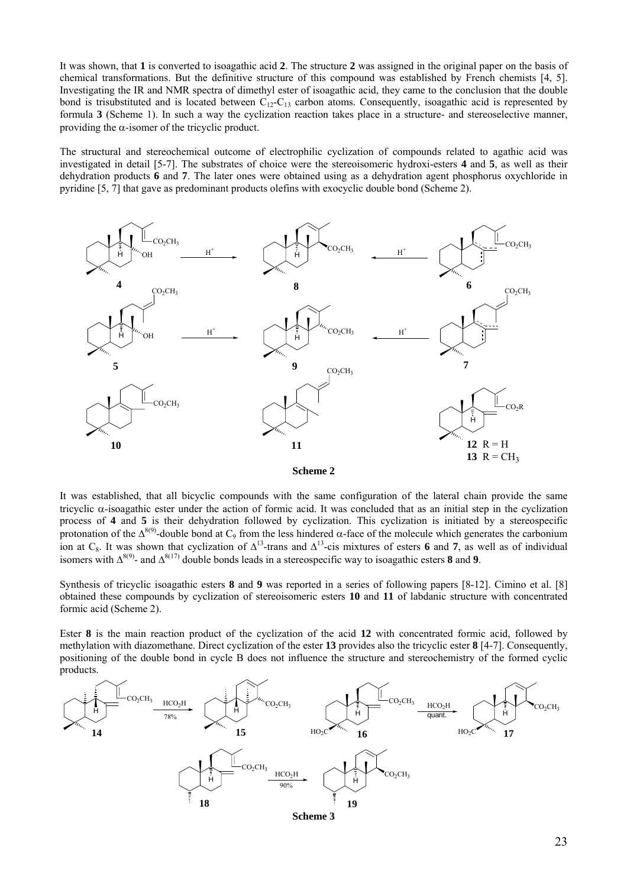It was shown, that **1** is converted to isoagathic acid **2**. The structure **2** was assigned in the original paper on the basis of chemical transformations. But the definitive structure of this compound was established by French chemists [4, 5]. Investigating the IR and NMR spectra of dimethyl ester of isoagathic acid, they came to the conclusion that the double bond is trisubstituted and is located between $C_{12}$-$C_{13}$ carbon atoms. Consequently, isoagathic acid is represented by formula **3** (Scheme 1). In such a way the cyclization reaction takes place in a structure- and stereoselective manner, providing the α-isomer of the tricyclic product.

The structural and stereochemical outcome of electrophilic cyclization of compounds related to agathic acid was investigated in detail [5-7]. The substrates of choice were the stereoisomeric hydroxi-esters **4** and **5**, as well as their dehydration products **6** and **7**. The later ones were obtained using as a dehydration agent phosphorus oxychloride in pyridine [5, 7] that gave as predominant products olefins with exocyclic double bond (Scheme 2).

**Scheme 2**

It was established, that all bicyclic compounds with the same configuration of the lateral chain provide the same tricyclic α-isoagathic ester under the action of formic acid. It was concluded that as an initial step in the cyclization process of **4** and **5** is their dehydration followed by cyclization. This cyclization is initiated by a stereospecific protonation of the $\Delta^{8(9)}$-double bond at $C_9$ from the less hindered α-face of the molecule which generates the carbonium ion at $C_8$. It was shown that cyclization of $\Delta^{13}$-trans and $\Delta^{13}$-cis mixtures of esters **6** and **7**, as well as of individual isomers with $\Delta^{8(9)}$- and $\Delta^{8(17)}$ double bonds leads in a stereospecific way to isoagathic esters **8** and **9**.

Synthesis of tricyclic isoagathic esters **8** and **9** was reported in a series of following papers [8-12]. Cimino et al. [8] obtained these compounds by cyclization of stereoisomeric esters **10** and **11** of labdanic structure with concentrated formic acid (Scheme 2).

Ester **8** is the main reaction product of the cyclization of the acid **12** with concentrated formic acid, followed by methylation with diazomethane. Direct cyclization of the ester **13** provides also the tricyclic ester **8** [4-7]. Consequently, positioning of the double bond in cycle B does not influence the structure and stereochemistry of the formed cyclic products.

**Scheme 3**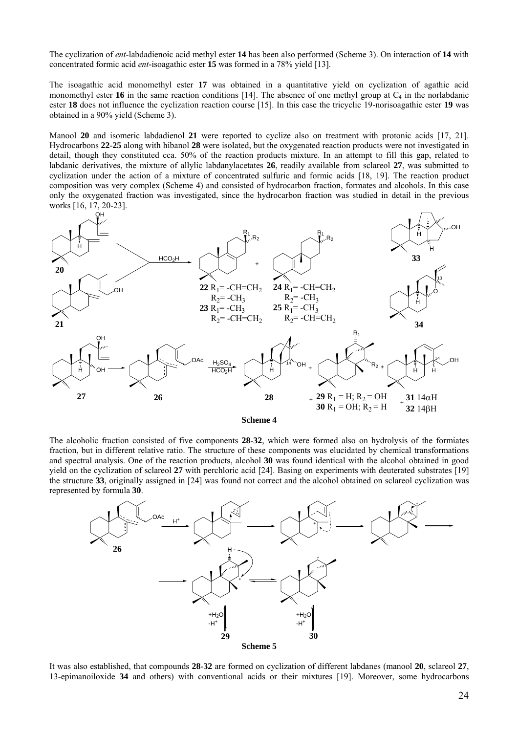The cyclization of *ent*-labdadienoic acid methyl ester **14** has been also performed (Scheme 3). On interaction of **14** with concentrated formic acid *ent*-isoagathic ester **15** was formed in a 78% yield [13].

The isoagathic acid monomethyl ester **17** was obtained in a quantitative yield on cyclization of agathic acid monomethyl ester **16** in the same reaction conditions [14]. The absence of one methyl group at $C_4$ in the norlabdanic ester **18** does not influence the cyclization reaction course [15]. In this case the tricyclic 19-norisoagathic ester **19** was obtained in a 90% yield (Scheme 3).

Manool **20** and isomeric labdadienol **21** were reported to cyclize also on treatment with protonic acids [17, 21]. Hydrocarbons **22**-**25** along with hibanol **28** were isolated, but the oxygenated reaction products were not investigated in detail, though they constituted cca. 50% of the reaction products mixture. In an attempt to fill this gap, related to labdanic derivatives, the mixture of allylic labdanylacetates **26**, readily available from sclareol **27**, was submitted to cyclization under the action of a mixture of concentrated sulfuric and formic acids [18, 19]. The reaction product composition was very complex (Scheme 4) and consisted of hydrocarbon fraction, formates and alcohols. In this case only the oxygenated fraction was investigated, since the hydrocarbon fraction was studied in detail in the previous works [16, 17, 20-23].

$HCO_2H$

**22** $R_1$= -CH=CH$_2$, $R_2$= -CH$_3$
**23** $R_1$= -CH$_3$, $R_2$= -CH=CH$_2$
**24** $R_1$= -CH=CH$_2$, $R_2$= -CH$_3$
**25** $R_1$= -CH$_3$, $R_2$= -CH=CH$_2$

$H_2SO_4$ / $HCO_2H$

**29** $R_1$ = H; $R_2$ = OH
**30** $R_1$ = OH; $R_2$ = H
**31** 14αH
**32** 14βH

**Scheme 4**

The alcoholic fraction consisted of five components **28**-**32**, which were formed also on hydrolysis of the formiates fraction, but in different relative ratio. The structure of these components was elucidated by chemical transformations and spectral analysis. One of the reaction products, alcohol **30** was found identical with the alcohol obtained in good yield on the cyclization of sclareol **27** with perchloric acid [24]. Basing on experiments with deuterated substrates [19] the structure **33**, originally assigned in [24] was found not correct and the alcohol obtained on sclareol cyclization was represented by formula **30**.

**Scheme 5**

It was also established, that compounds **28**-**32** are formed on cyclization of different labdanes (manool **20**, sclareol **27**, 13-epimanoiloxide **34** and others) with conventional acids or their mixtures [19]. Moreover, some hydrocarbons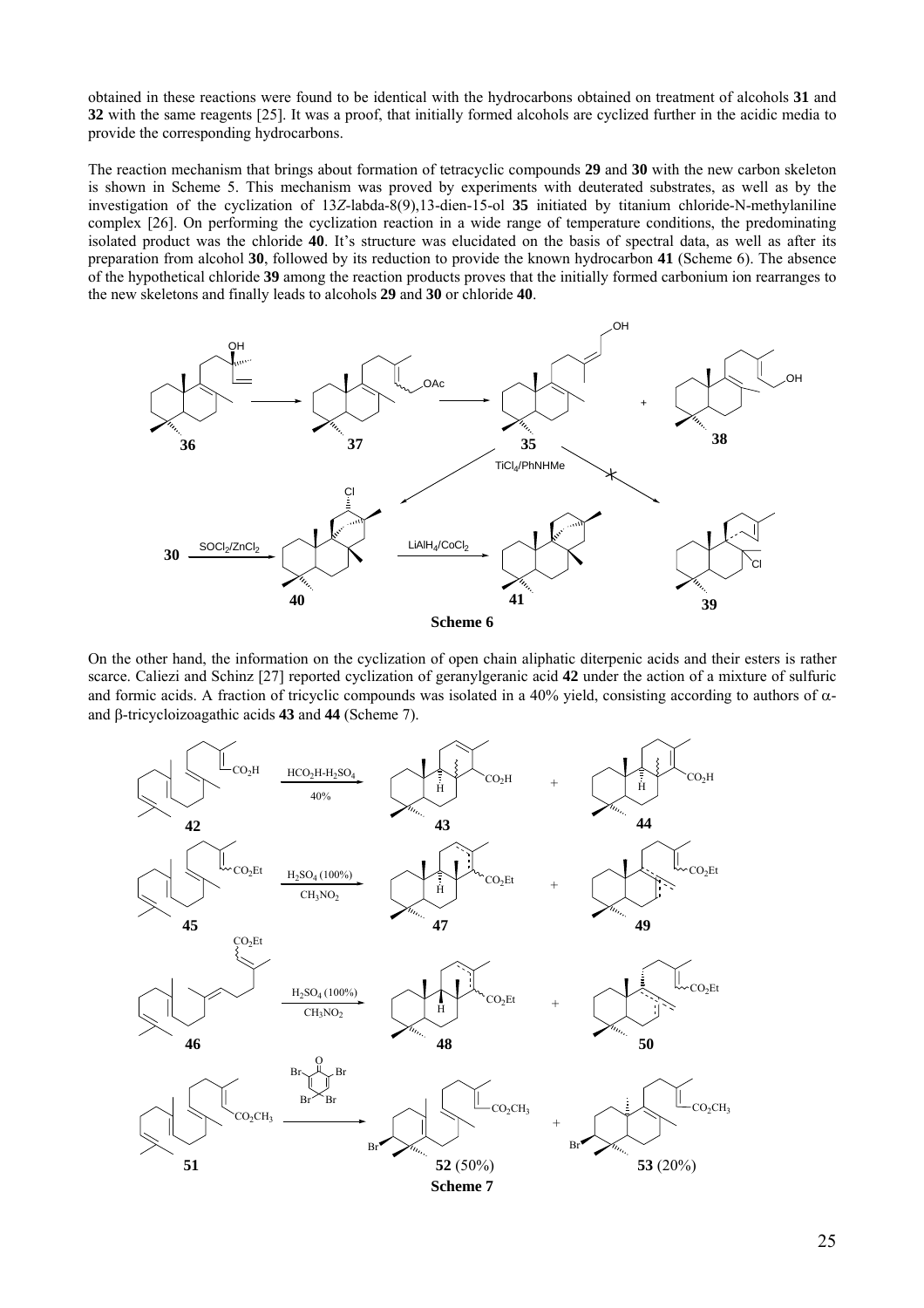obtained in these reactions were found to be identical with the hydrocarbons obtained on treatment of alcohols **31** and **32** with the same reagents [25]. It was a proof, that initially formed alcohols are cyclized further in the acidic media to provide the corresponding hydrocarbons.

The reaction mechanism that brings about formation of tetracyclic compounds **29** and **30** with the new carbon skeleton is shown in Scheme 5. This mechanism was proved by experiments with deuterated substrates, as well as by the investigation of the cyclization of 13*Z*-labda-8(9),13-dien-15-ol **35** initiated by titanium chloride-N-methylaniline complex [26]. On performing the cyclization reaction in a wide range of temperature conditions, the predominating isolated product was the chloride **40**. It's structure was elucidated on the basis of spectral data, as well as after its preparation from alcohol **30**, followed by its reduction to provide the known hydrocarbon **41** (Scheme 6). The absence of the hypothetical chloride **39** among the reaction products proves that the initially formed carbonium ion rearranges to the new skeletons and finally leads to alcohols **29** and **30** or chloride **40**.

**Scheme 6**

On the other hand, the information on the cyclization of open chain aliphatic diterpenic acids and their esters is rather scarce. Caliezi and Schinz [27] reported cyclization of geranylgeranic acid **42** under the action of a mixture of sulfuric and formic acids. A fraction of tricyclic compounds was isolated in a 40% yield, consisting according to authors of α- and β-tricycloizoagathic acids **43** and **44** (Scheme 7).

**Scheme 7**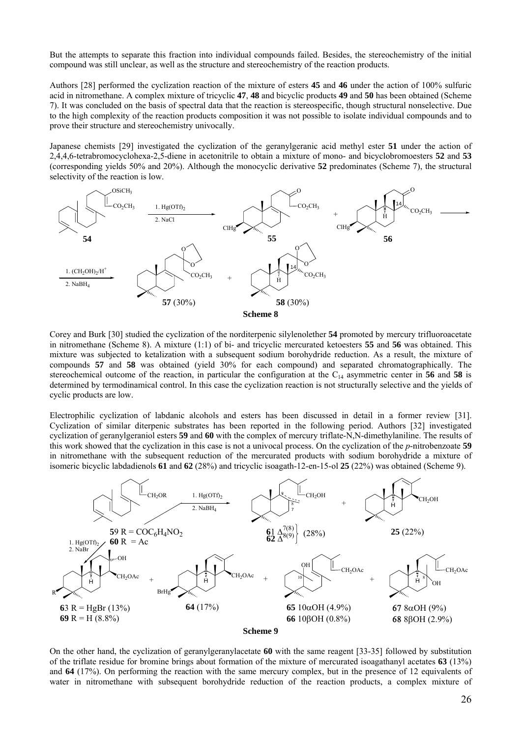But the attempts to separate this fraction into individual compounds failed. Besides, the stereochemistry of the initial compound was still unclear, as well as the structure and stereochemistry of the reaction products.

Authors [28] performed the cyclization reaction of the mixture of esters **45** and **46** under the action of 100% sulfuric acid in nitromethane. A complex mixture of tricyclic **47**, **48** and bicyclic products **49** and **50** has been obtained (Scheme 7). It was concluded on the basis of spectral data that the reaction is stereospecific, though structural nonselective. Due to the high complexity of the reaction products composition it was not possible to isolate individual compounds and to prove their structure and stereochemistry univocally.

Japanese chemists [29] investigated the cyclization of the geranylgeranic acid methyl ester **51** under the action of 2,4,4,6-tetrabromocyclohexa-2,5-diene in acetonitrile to obtain a mixture of mono- and bicyclobromoesters **52** and **53** (corresponding yields 50% and 20%). Although the monocyclic derivative **52** predominates (Scheme 7), the structural selectivity of the reaction is low.

**Scheme 8**

Corey and Burk [30] studied the cyclization of the norditerpenic silylenolether **54** promoted by mercury trifluoroacetate in nitromethane (Scheme 8). A mixture (1:1) of bi- and tricyclic mercurated ketoesters **55** and **56** was obtained. This mixture was subjected to ketalization with a subsequent sodium borohydride reduction. As a result, the mixture of compounds **57** and **58** was obtained (yield 30% for each compound) and separated chromatographically. The stereochemical outcome of the reaction, in particular the configuration at the $C_{14}$ asymmetric center in **56** and **58** is determined by termodinamical control. In this case the cyclization reaction is not structurally selective and the yields of cyclic products are low.

Electrophilic cyclization of labdanic alcohols and esters has been discussed in detail in a former review [31]. Cyclization of similar diterpenic substrates has been reported in the following period. Authors [32] investigated cyclization of geranylgeraniol esters **59** and **60** with the complex of mercury triflate-N,N-dimethylaniline. The results of this work showed that the cyclization in this case is not a univocal process. On the cyclization of the *p*-nitrobenzoate **59** in nitromethane with the subsequent reduction of the mercurated products with sodium borohydride a mixture of isomeric bicyclic labdadienols **61** and **62** (28%) and tricyclic isoagath-12-en-15-ol **25** (22%) was obtained (Scheme 9).

**Scheme 9**

On the other hand, the cyclization of geranylgeranylacetate **60** with the same reagent [33-35] followed by substitution of the triflate residue for bromine brings about formation of the mixture of mercurated isoagathanyl acetates **63** (13%) and **64** (17%). On performing the reaction with the same mercury complex, but in the presence of 12 equivalents of water in nitromethane with subsequent borohydride reduction of the reaction products, a complex mixture of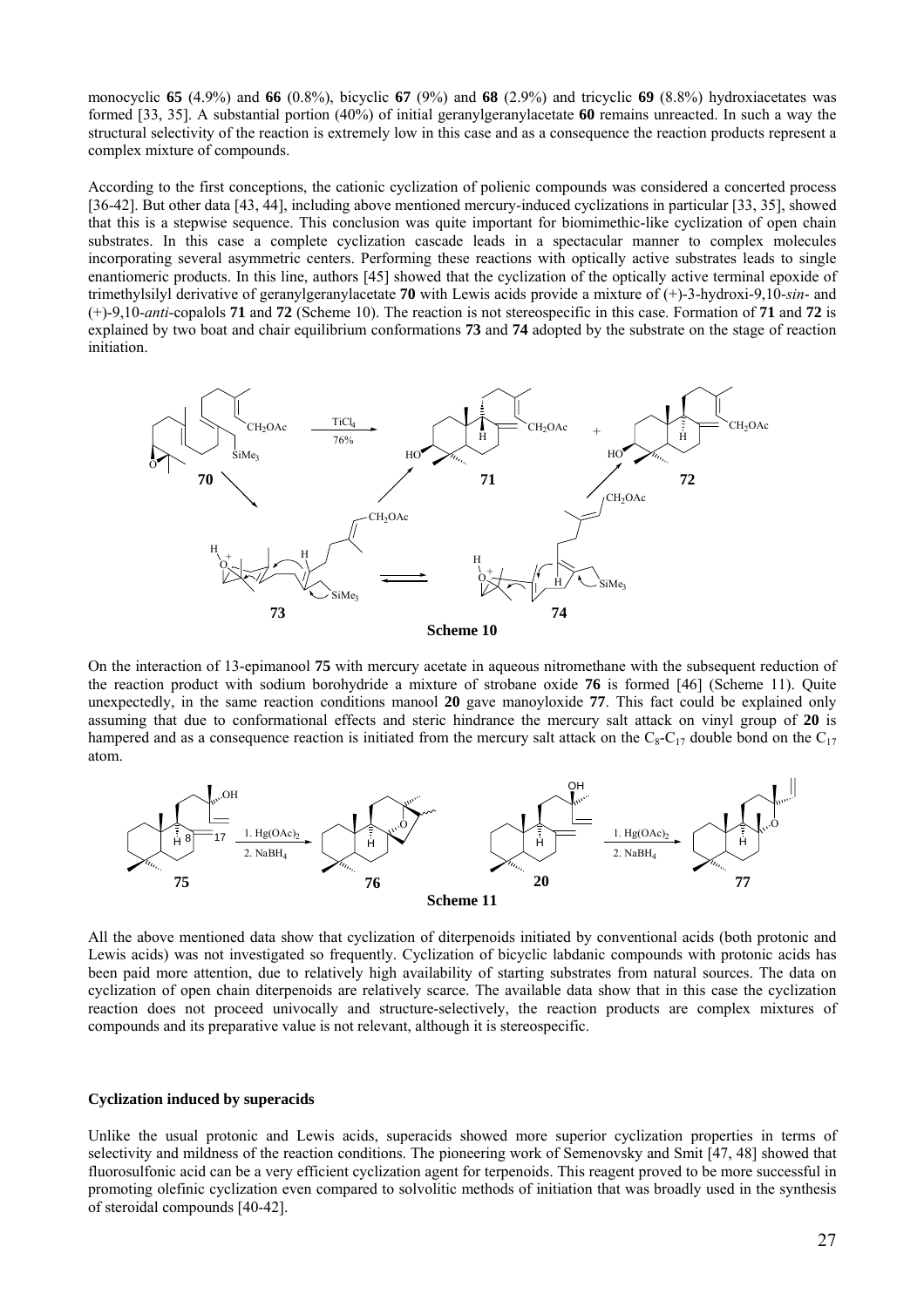monocyclic **65** (4.9%) and **66** (0.8%), bicyclic **67** (9%) and **68** (2.9%) and tricyclic **69** (8.8%) hydroxiacetates was formed [33, 35]. A substantial portion (40%) of initial geranylgeranylacetate **60** remains unreacted. In such a way the structural selectivity of the reaction is extremely low in this case and as a consequence the reaction products represent a complex mixture of compounds.

According to the first conceptions, the cationic cyclization of polienic compounds was considered a concerted process [36-42]. But other data [43, 44], including above mentioned mercury-induced cyclizations in particular [33, 35], showed that this is a stepwise sequence. This conclusion was quite important for biomimethic-like cyclization of open chain substrates. In this case a complete cyclization cascade leads in a spectacular manner to complex molecules incorporating several asymmetric centers. Performing these reactions with optically active substrates leads to single enantiomeric products. In this line, authors [45] showed that the cyclization of the optically active terminal epoxide of trimethylsilyl derivative of geranylgeranylacetate **70** with Lewis acids provide a mixture of (+)-3-hydroxi-9,10-*sin*- and (+)-9,10-*anti*-copalols **71** and **72** (Scheme 10). The reaction is not stereospecific in this case. Formation of **71** and **72** is explained by two boat and chair equilibrium conformations **73** and **74** adopted by the substrate on the stage of reaction initiation.

**Scheme 10**

On the interaction of 13-epimanool **75** with mercury acetate in aqueous nitromethane with the subsequent reduction of the reaction product with sodium borohydride a mixture of strobane oxide **76** is formed [46] (Scheme 11). Quite unexpectedly, in the same reaction conditions manool **20** gave manoyloxide **77**. This fact could be explained only assuming that due to conformational effects and steric hindrance the mercury salt attack on vinyl group of **20** is hampered and as a consequence reaction is initiated from the mercury salt attack on the $C_8$-$C_{17}$ double bond on the $C_{17}$ atom.

**Scheme 11**

All the above mentioned data show that cyclization of diterpenoids initiated by conventional acids (both protonic and Lewis acids) was not investigated so frequently. Cyclization of bicyclic labdanic compounds with protonic acids has been paid more attention, due to relatively high availability of starting substrates from natural sources. The data on cyclization of open chain diterpenoids are relatively scarce. The available data show that in this case the cyclization reaction does not proceed univocally and structure-selectively, the reaction products are complex mixtures of compounds and its preparative value is not relevant, although it is stereospecific.

### Cyclization induced by superacids

Unlike the usual protonic and Lewis acids, superacids showed more superior cyclization properties in terms of selectivity and mildness of the reaction conditions. The pioneering work of Semenovsky and Smit [47, 48] showed that fluorosulfonic acid can be a very efficient cyclization agent for terpenoids. This reagent proved to be more successful in promoting olefinic cyclization even compared to solvolitic methods of initiation that was broadly used in the synthesis of steroidal compounds [40-42].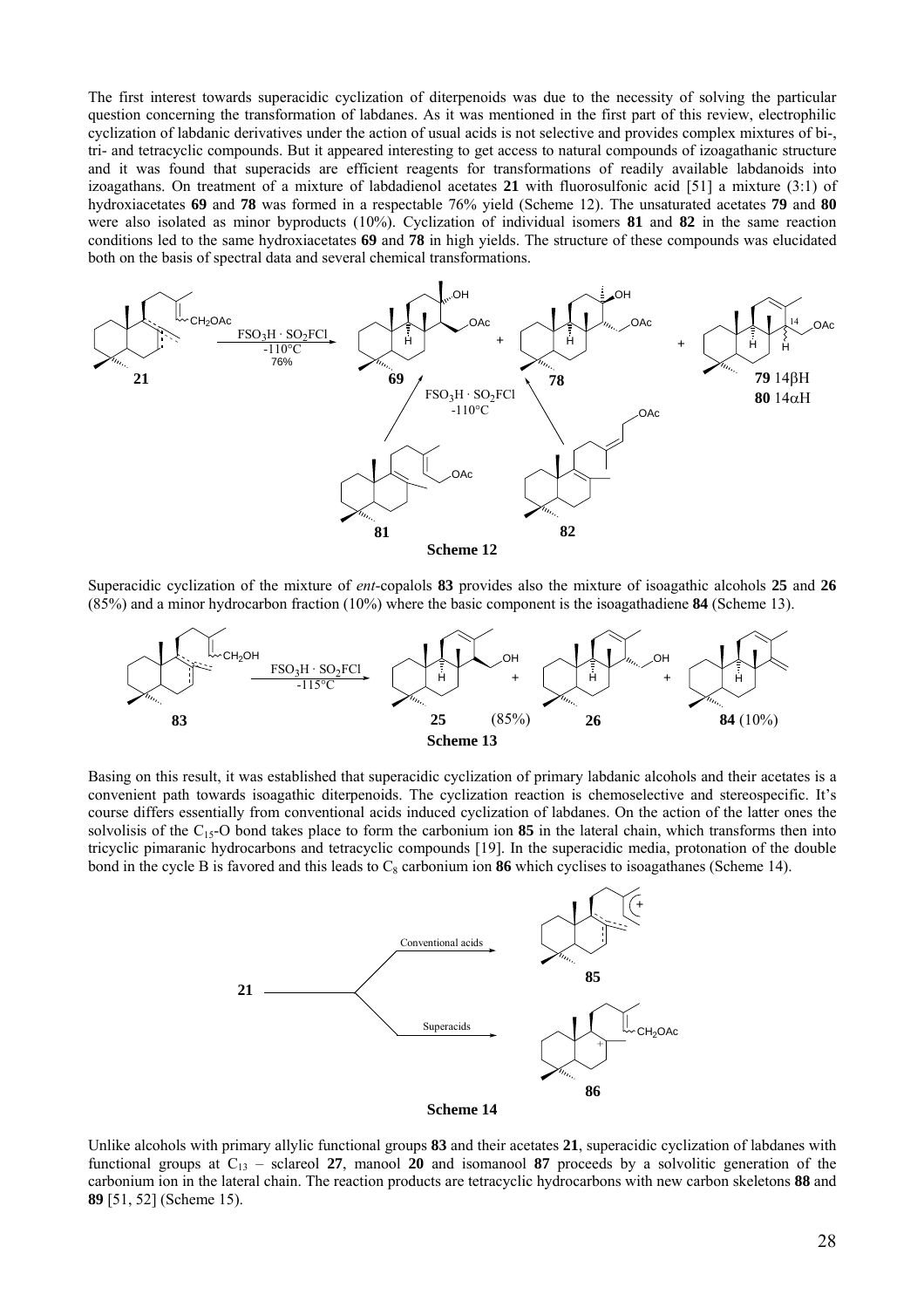The first interest towards superacidic cyclization of diterpenoids was due to the necessity of solving the particular question concerning the transformation of labdanes. As it was mentioned in the first part of this review, electrophilic cyclization of labdanic derivatives under the action of usual acids is not selective and provides complex mixtures of bi-, tri- and tetracyclic compounds. But it appeared interesting to get access to natural compounds of izoagathanic structure and it was found that superacids are efficient reagents for transformations of readily available labdanoids into izoagathans. On treatment of a mixture of labdadienol acetates **21** with fluorosulfonic acid [51] a mixture (3:1) of hydroxiacetates **69** and **78** was formed in a respectable 76% yield (Scheme 12). The unsaturated acetates **79** and **80** were also isolated as minor byproducts (10%). Cyclization of individual isomers **81** and **82** in the same reaction conditions led to the same hydroxiacetates **69** and **78** in high yields. The structure of these compounds was elucidated both on the basis of spectral data and several chemical transformations.

**Scheme 12**

Superacidic cyclization of the mixture of *ent*-copalols **83** provides also the mixture of isoagathic alcohols **25** and **26** (85%) and a minor hydrocarbon fraction (10%) where the basic component is the isoagathadiene **84** (Scheme 13).

**Scheme 13**

Basing on this result, it was established that superacidic cyclization of primary labdanic alcohols and their acetates is a convenient path towards isoagathic diterpenoids. The cyclization reaction is chemoselective and stereospecific. It's course differs essentially from conventional acids induced cyclization of labdanes. On the action of the latter ones the solvolisis of the $C_{15}$-O bond takes place to form the carbonium ion **85** in the lateral chain, which transforms then into tricyclic pimaranic hydrocarbons and tetracyclic compounds [19]. In the superacidic media, protonation of the double bond in the cycle B is favored and this leads to $C_8$ carbonium ion **86** which cyclises to isoagathanes (Scheme 14).

**Scheme 14**

Unlike alcohols with primary allylic functional groups **83** and their acetates **21**, superacidic cyclization of labdanes with functional groups at $C_{13}$ – sclareol **27**, manool **20** and isomanool **87** proceeds by a solvolitic generation of the carbonium ion in the lateral chain. The reaction products are tetracyclic hydrocarbons with new carbon skeletons **88** and **89** [51, 52] (Scheme 15).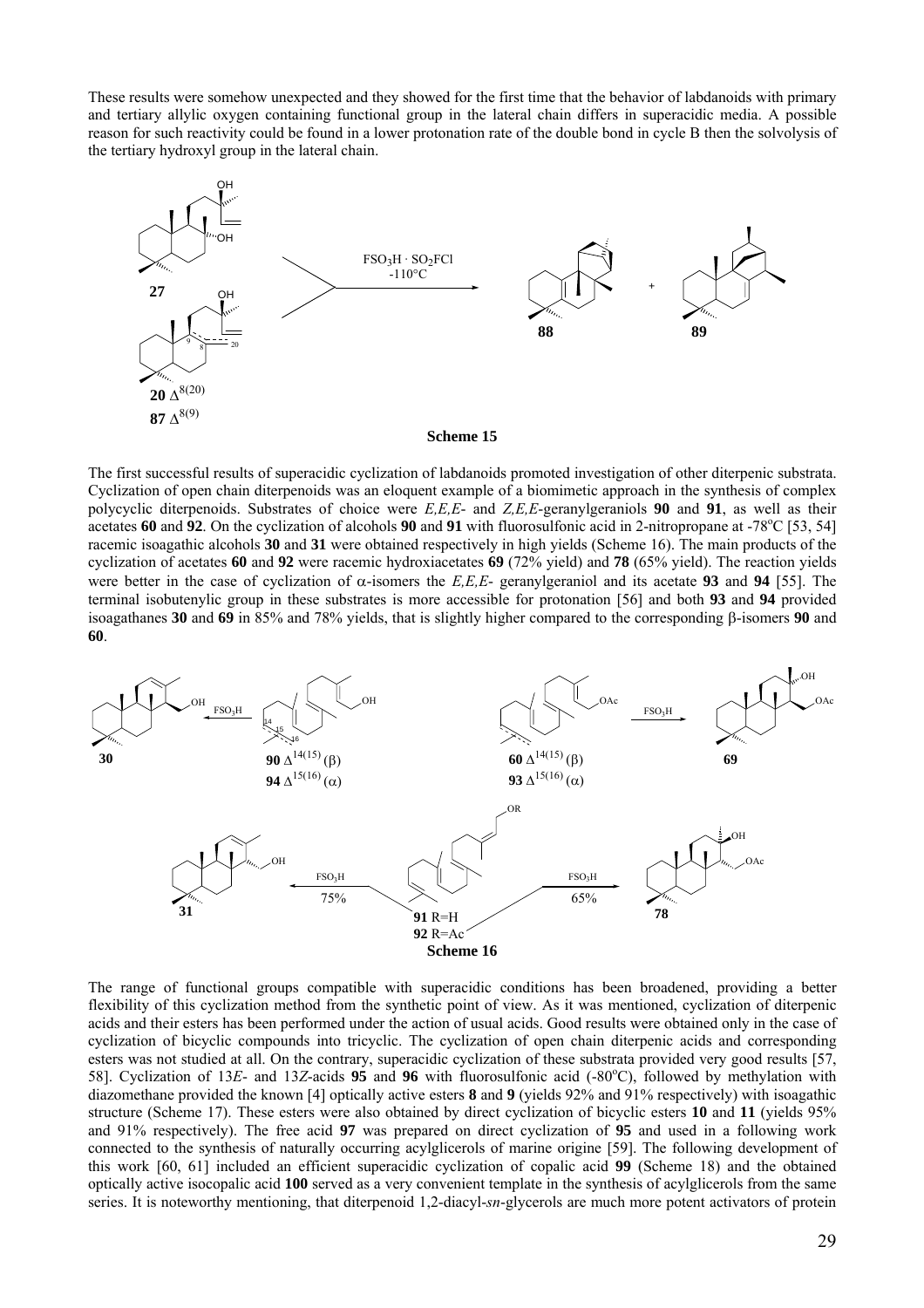These results were somehow unexpected and they showed for the first time that the behavior of labdanoids with primary and tertiary allylic oxygen containing functional group in the lateral chain differs in superacidic media. A possible reason for such reactivity could be found in a lower protonation rate of the double bond in cycle B then the solvolysis of the tertiary hydroxyl group in the lateral chain.

**Scheme 15**

The first successful results of superacidic cyclization of labdanoids promoted investigation of other diterpenic substrata. Cyclization of open chain diterpenoids was an eloquent example of a biomimetic approach in the synthesis of complex polycyclic diterpenoids. Substrates of choice were *E,E,E*- and *Z,E,E*-geranylgeraniols **90** and **91**, as well as their acetates **60** and **92**. On the cyclization of alcohols **90** and **91** with fluorosulfonic acid in 2-nitropropane at -78°C [53, 54] racemic isoagathic alcohols **30** and **31** were obtained respectively in high yields (Scheme 16). The main products of the cyclization of acetates **60** and **92** were racemic hydroxiacetates **69** (72% yield) and **78** (65% yield). The reaction yields were better in the case of cyclization of α-isomers the *E,E,E*- geranylgeraniol and its acetate **93** and **94** [55]. The terminal isobutenylic group in these substrates is more accessible for protonation [56] and both **93** and **94** provided isoagathanes **30** and **69** in 85% and 78% yields, that is slightly higher compared to the corresponding β-isomers **90** and **60**.

**Scheme 16**

The range of functional groups compatible with superacidic conditions has been broadened, providing a better flexibility of this cyclization method from the synthetic point of view. As it was mentioned, cyclization of diterpenic acids and their esters has been performed under the action of usual acids. Good results were obtained only in the case of cyclization of bicyclic compounds into tricyclic. The cyclization of open chain diterpenic acids and corresponding esters was not studied at all. On the contrary, superacidic cyclization of these substrata provided very good results [57, 58]. Cyclization of 13*E*- and 13*Z*-acids **95** and **96** with fluorosulfonic acid (-80°C), followed by methylation with diazomethane provided the known [4] optically active esters **8** and **9** (yields 92% and 91% respectively) with isoagathic structure (Scheme 17). These esters were also obtained by direct cyclization of bicyclic esters **10** and **11** (yields 95% and 91% respectively). The free acid **97** was prepared on direct cyclization of **95** and used in a following work connected to the synthesis of naturally occurring acylglicerols of marine origine [59]. The following development of this work [60, 61] included an efficient superacidic cyclization of copalic acid **99** (Scheme 18) and the obtained optically active isocopalic acid **100** served as a very convenient template in the synthesis of acylglicerols from the same series. It is noteworthy mentioning, that diterpenoid 1,2-diacyl-*sn*-glycerols are much more potent activators of protein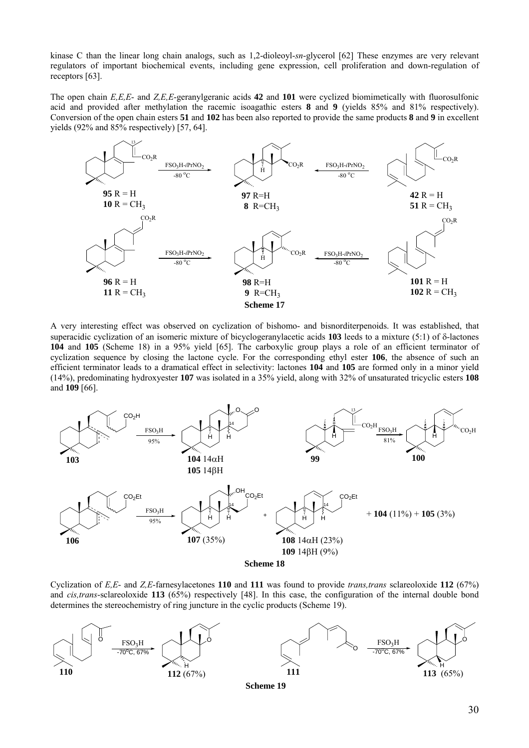kinase C than the linear long chain analogs, such as 1,2-dioleoyl-*sn*-glycerol [62] These enzymes are very relevant regulators of important biochemical events, including gene expression, cell proliferation and down-regulation of receptors [63].

The open chain *E,E,E*- and *Z,E,E*-geranylgeranic acids **42** and **101** were cyclized biomimetically with fluorosulfonic acid and provided after methylation the racemic isoagathic esters **8** and **9** (yields 85% and 81% respectively). Conversion of the open chain esters **51** and **102** has been also reported to provide the same products **8** and **9** in excellent yields (92% and 85% respectively) [57, 64].

**Scheme 17**

A very interesting effect was observed on cyclization of bishomo- and bisnorditerpenoids. It was established, that superacidic cyclization of an isomeric mixture of bicyclogeranylacetic acids **103** leeds to a mixture (5:1) of δ-lactones **104** and **105** (Scheme 18) in a 95% yield [65]. The carboxylic group plays a role of an efficient terminator of cyclization sequence by closing the lactone cycle. For the corresponding ethyl ester **106**, the absence of such an efficient terminator leads to a dramatical effect in selectivity: lactones **104** and **105** are formed only in a minor yield (14%), predominating hydroxyester **107** was isolated in a 35% yield, along with 32% of unsaturated tricyclic esters **108** and **109** [66].

**Scheme 18**

Cyclization of *E,E*- and *Z,E*-farnesylacetones **110** and **111** was found to provide *trans,trans* sclareoloxide **112** (67%) and *cis,trans*-sclareoloxide **113** (65%) respectively [48]. In this case, the configuration of the internal double bond determines the stereochemistry of ring juncture in the cyclic products (Scheme 19).

**Scheme 19**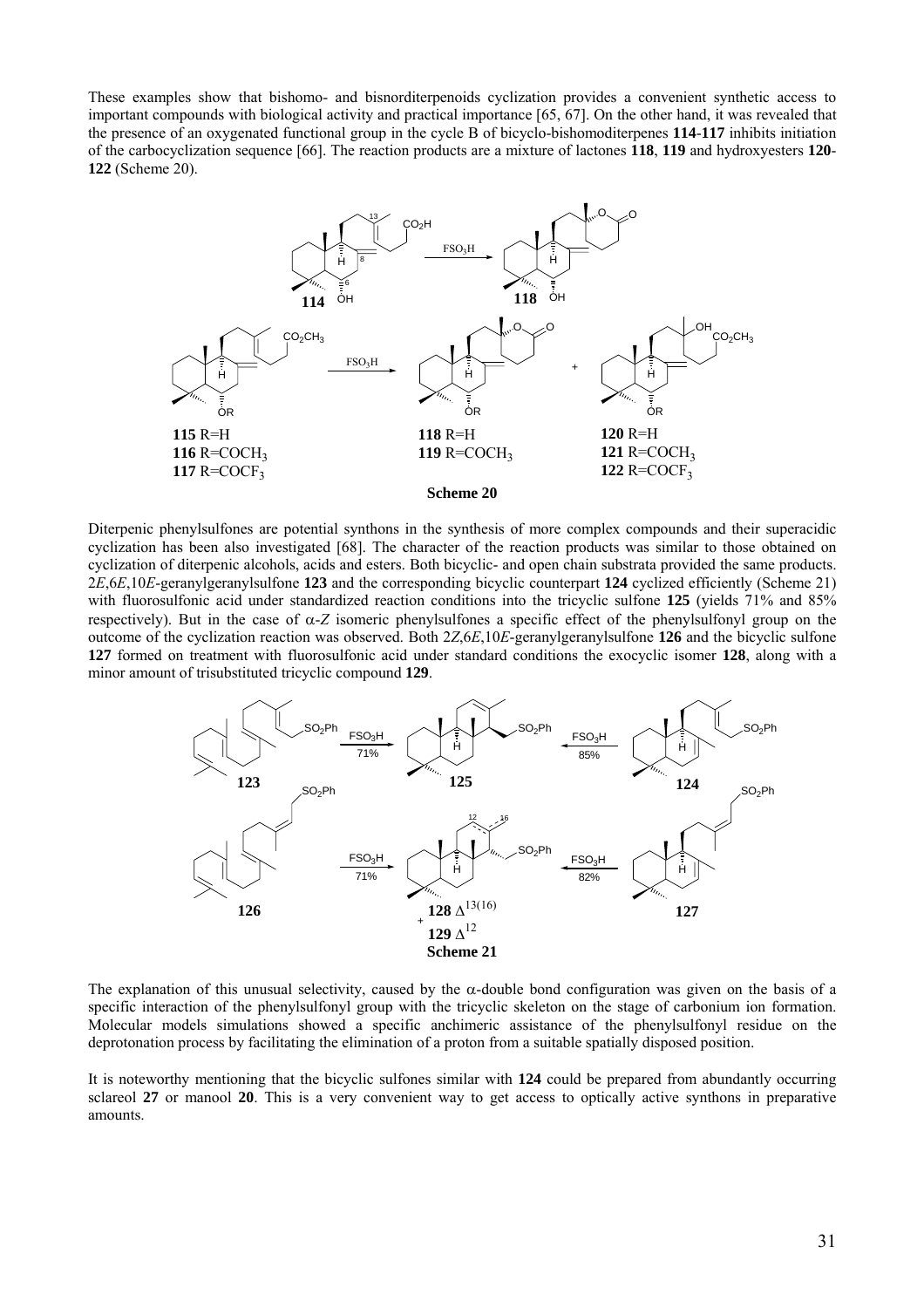These examples show that bishomo- and bisnorditerpenoids cyclization provides a convenient synthetic access to important compounds with biological activity and practical importance [65, 67]. On the other hand, it was revealed that the presence of an oxygenated functional group in the cycle B of bicyclo-bishomoditerpenes **114**-**117** inhibits initiation of the carbocyclization sequence [66]. The reaction products are a mixture of lactones **118**, **119** and hydroxyesters **120**-**122** (Scheme 20).

**114** → ($FSO_3H$) → **118**

**115** R=H, **116** R=$COCH_3$, **117** R=$COCF_3$ → ($FSO_3H$) → **118** R=H, **119** R=$COCH_3$ + **120** R=H, **121** R=$COCH_3$, **122** R=$COCF_3$

**Scheme 20**

Diterpenic phenylsulfones are potential synthons in the synthesis of more complex compounds and their superacidic cyclization has been also investigated [68]. The character of the reaction products was similar to those obtained on cyclization of diterpenic alcohols, acids and esters. Both bicyclic- and open chain substrata provided the same products. 2*E*,6*E*,10*E*-geranylgeranylsulfone **123** and the corresponding bicyclic counterpart **124** cyclized efficiently (Scheme 21) with fluorosulfonic acid under standardized reaction conditions into the tricyclic sulfone **125** (yields 71% and 85% respectively). But in the case of α-*Z* isomeric phenylsulfones a specific effect of the phenylsulfonyl group on the outcome of the cyclization reaction was observed. Both 2*Z*,6*E*,10*E*-geranylgeranylsulfone **126** and the bicyclic sulfone **127** formed on treatment with fluorosulfonic acid under standard conditions the exocyclic isomer **128**, along with a minor amount of trisubstituted tricyclic compound **129**.

**123** → ($FSO_3H$, 71%) → **125** ← ($FSO_3H$, 85%) ← **124**

**126** → ($FSO_3H$, 71%) → **128** $\Delta^{13(16)}$ + **129** $\Delta^{12}$ ← ($FSO_3H$, 82%) ← **127**

**Scheme 21**

The explanation of this unusual selectivity, caused by the α-double bond configuration was given on the basis of a specific interaction of the phenylsulfonyl group with the tricyclic skeleton on the stage of carbonium ion formation. Molecular models simulations showed a specific anchimeric assistance of the phenylsulfonyl residue on the deprotonation process by facilitating the elimination of a proton from a suitable spatially disposed position.

It is noteworthy mentioning that the bicyclic sulfones similar with **124** could be prepared from abundantly occurring sclareol **27** or manool **20**. This is a very convenient way to get access to optically active synthons in preparative amounts.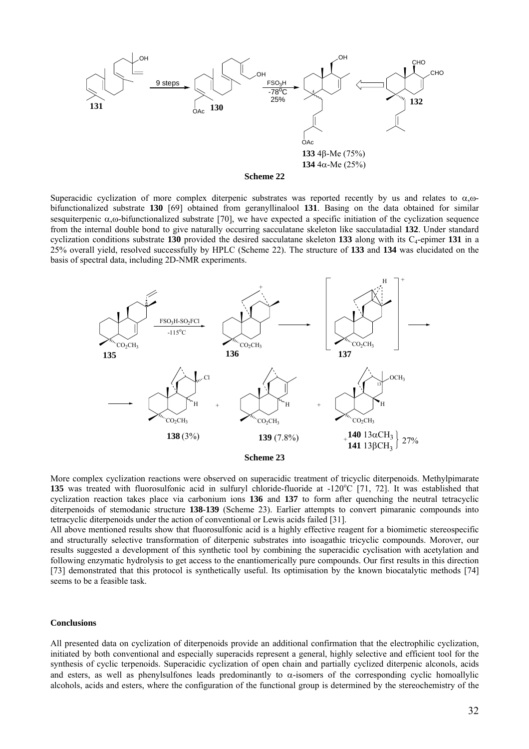**Scheme 22**

Superacidic cyclization of more complex diterpenic substrates was reported recently by us and relates to $\alpha,\omega$-bifunctionalized substrate **130** [69] obtained from geranyllinalool **131**. Basing on the data obtained for similar sesquiterpenic $\alpha,\omega$-bifunctionalized substrate [70], we have expected a specific initiation of the cyclization sequence from the internal double bond to give naturally occurring sacculatane skeleton like sacculatadial **132**. Under standard cyclization conditions substrate **130** provided the desired sacculatane skeleton **133** along with its $C_4$-epimer **131** in a 25% overall yield, resolved successfully by HPLC (Scheme 22). The structure of **133** and **134** was elucidated on the basis of spectral data, including 2D-NMR experiments.

**Scheme 23**

More complex cyclization reactions were observed on superacidic treatment of tricyclic diterpenoids. Methylpimarate **135** was treated with fluorosulfonic acid in sulfuryl chloride-fluoride at -120$^{o}$C [71, 72]. It was established that cyclization reaction takes place via carbonium ions **136** and **137** to form after quenching the neutral tetracyclic diterpenoids of stemodanic structure **138**-**139** (Scheme 23). Earlier attempts to convert pimaranic compounds into tetracyclic diterpenoids under the action of conventional or Lewis acids failed [31].

All above mentioned results show that fluorosulfonic acid is a highly effective reagent for a biomimetic stereospecific and structurally selective transformation of diterpenic substrates into isoagathic tricyclic compounds. Morover, our results suggested a development of this synthetic tool by combining the superacidic cyclisation with acetylation and following enzymatic hydrolysis to get access to the enantiomerically pure compounds. Our first results in this direction [73] demonstrated that this protocol is synthetically useful. Its optimisation by the known biocatalytic methods [74] seems to be a feasible task.

## Conclusions

All presented data on cyclization of diterpenoids provide an additional confirmation that the electrophilic cyclization, initiated by both conventional and especially superacids represent a general, highly selective and efficient tool for the synthesis of cyclic terpenoids. Superacidic cyclization of open chain and partially cyclized diterpenic alconols, acids and esters, as well as phenylsulfones leads predominantly to $\alpha$-isomers of the corresponding cyclic homoallylic alcohols, acids and esters, where the configuration of the functional group is determined by the stereochemistry of the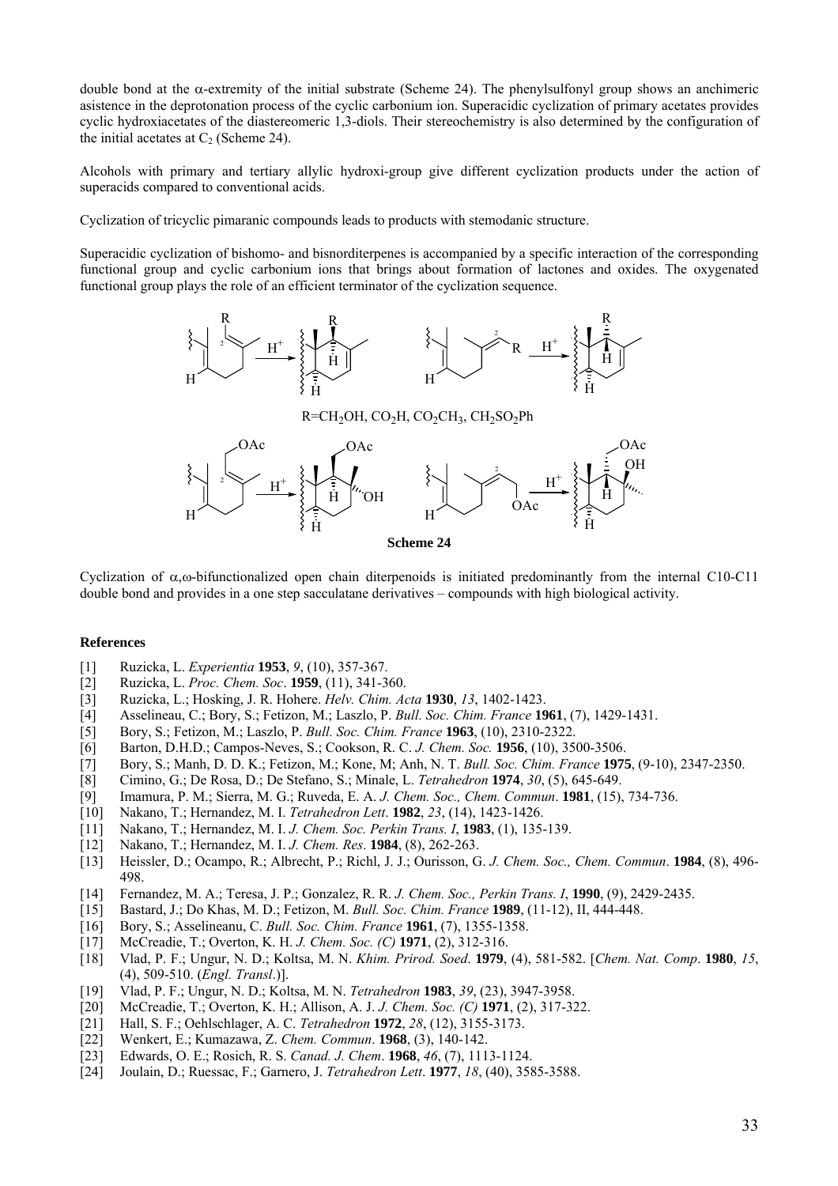double bond at the α-extremity of the initial substrate (Scheme 24). The phenylsulfonyl group shows an anchimeric asistence in the deprotonation process of the cyclic carbonium ion. Superacidic cyclization of primary acetates provides cyclic hydroxiacetates of the diastereomeric 1,3-diols. Their stereochemistry is also determined by the configuration of the initial acetates at $C_2$ (Scheme 24).

Alcohols with primary and tertiary allylic hydroxi-group give different cyclization products under the action of superacids compared to conventional acids.

Cyclization of tricyclic pimaranic compounds leads to products with stemodanic structure.

Superacidic cyclization of bishomo- and bisnorditerpenes is accompanied by a specific interaction of the corresponding functional group and cyclic carbonium ions that brings about formation of lactones and oxides. The oxygenated functional group plays the role of an efficient terminator of the cyclization sequence.

R=$CH_2OH$, $CO_2H$, $CO_2CH_3$, $CH_2SO_2Ph$

**Scheme 24**

Cyclization of α,ω-bifunctionalized open chain diterpenoids is initiated predominantly from the internal C10-C11 double bond and provides in a one step sacculatane derivatives – compounds with high biological activity.

**References**

[1] Ruzicka, L. *Experientia* **1953**, *9*, (10), 357-367.
[2] Ruzicka, L. *Proc. Chem. Soc*. **1959**, (11), 341-360.
[3] Ruzicka, L.; Hosking, J. R. Hohere. *Helv. Chim. Acta* **1930**, *13*, 1402-1423.
[4] Asselineau, C.; Bory, S.; Fetizon, M.; Laszlo, P. *Bull. Soc. Chim. France* **1961**, (7), 1429-1431.
[5] Bory, S.; Fetizon, M.; Laszlo, P. *Bull. Soc. Chim. France* **1963**, (10), 2310-2322.
[6] Barton, D.H.D.; Campos-Neves, S.; Cookson, R. C. *J. Chem. Soc.* **1956**, (10), 3500-3506.
[7] Bory, S.; Manh, D. D. K.; Fetizon, M.; Kone, M; Anh, N. T. *Bull. Soc. Chim. France* **1975**, (9-10), 2347-2350.
[8] Cimino, G.; De Rosa, D.; De Stefano, S.; Minale, L. *Tetrahedron* **1974**, *30*, (5), 645-649.
[9] Imamura, P. M.; Sierra, M. G.; Ruveda, E. A. *J. Chem. Soc., Chem. Commun*. **1981**, (15), 734-736.
[10] Nakano, T.; Hernandez, M. I. *Tetrahedron Lett*. **1982**, *23*, (14), 1423-1426.
[11] Nakano, T.; Hernandez, M. I. *J. Chem. Soc. Perkin Trans. I*, **1983**, (1), 135-139.
[12] Nakano, T.; Hernandez, M. I. *J. Chem. Res*. **1984**, (8), 262-263.
[13] Heissler, D.; Ocampo, R.; Albrecht, P.; Richl, J. J.; Ourisson, G. *J. Chem. Soc., Chem. Commun*. **1984**, (8), 496-498.
[14] Fernandez, M. A.; Teresa, J. P.; Gonzalez, R. R. *J. Chem. Soc., Perkin Trans. I*, **1990**, (9), 2429-2435.
[15] Bastard, J.; Do Khas, M. D.; Fetizon, M. *Bull. Soc. Chim. France* **1989**, (11-12), II, 444-448.
[16] Bory, S.; Asselineanu, C. *Bull. Soc. Chim. France* **1961**, (7), 1355-1358.
[17] McCreadie, T.; Overton, K. H. *J. Chem. Soc. (C)* **1971**, (2), 312-316.
[18] Vlad, P. F.; Ungur, N. D.; Koltsa, M. N. *Khim. Prirod. Soed*. **1979**, (4), 581-582. [*Chem. Nat. Comp*. **1980**, *15*, (4), 509-510. (*Engl. Transl*.)].
[19] Vlad, P. F.; Ungur, N. D.; Koltsa, M. N. *Tetrahedron* **1983**, *39*, (23), 3947-3958.
[20] McCreadie, T.; Overton, K. H.; Allison, A. J. *J. Chem. Soc. (C)* **1971**, (2), 317-322.
[21] Hall, S. F.; Oehlschlager, A. C. *Tetrahedron* **1972**, *28*, (12), 3155-3173.
[22] Wenkert, E.; Kumazawa, Z. *Chem. Commun*. **1968**, (3), 140-142.
[23] Edwards, O. E.; Rosich, R. S. *Canad. J. Chem*. **1968**, *46*, (7), 1113-1124.
[24] Joulain, D.; Ruessac, F.; Garnero, J. *Tetrahedron Lett*. **1977**, *18*, (40), 3585-3588.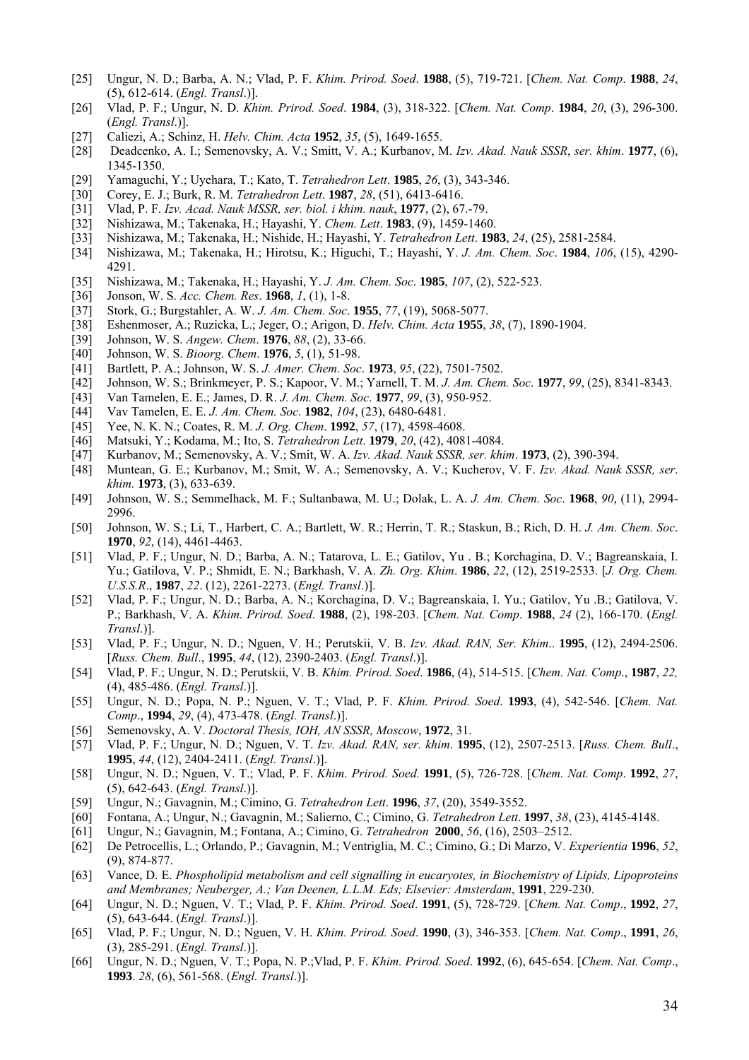[25] Ungur, N. D.; Barba, A. N.; Vlad, P. F. *Khim. Prirod. Soed*. **1988**, (5), 719-721. [*Chem. Nat. Comp*. **1988**, *24*, (5), 612-614. (*Engl. Transl*.)].

[26] Vlad, P. F.; Ungur, N. D. *Khim. Prirod. Soed*. **1984**, (3), 318-322. [*Chem. Nat. Comp*. **1984**, *20*, (3), 296-300. (*Engl. Transl*.)].

[27] Caliezi, A.; Schinz, H. *Helv. Chim. Acta* **1952**, *35*, (5), 1649-1655.

[28] Deadcenko, A. I.; Semenovsky, A. V.; Smitt, V. A.; Kurbanov, M. *Izv. Akad. Nauk SSSR*, *ser. khim*. **1977**, (6), 1345-1350.

[29] Yamaguchi, Y.; Uyehara, T.; Kato, T. *Tetrahedron Lett*. **1985**, *26*, (3), 343-346.

[30] Corey, E. J.; Burk, R. M. *Tetrahedron Lett*. **1987**, *28*, (51), 6413-6416.

[31] Vlad, P. F. *Izv. Acad. Nauk MSSR, ser. biol. i khim. nauk*, **1977**, (2), 67.-79.

[32] Nishizawa, M.; Takenaka, H.; Hayashi, Y. *Chem. Lett*. **1983**, (9), 1459-1460.

[33] Nishizawa, M.; Takenaka, H.; Nishide, H.; Hayashi, Y. *Tetrahedron Lett*. **1983**, *24*, (25), 2581-2584.

[34] Nishizawa, M.; Takenaka, H.; Hirotsu, K.; Higuchi, T.; Hayashi, Y. *J. Am. Chem. Soc*. **1984**, *106*, (15), 4290-4291.

[35] Nishizawa, M.; Takenaka, H.; Hayashi, Y. *J. Am. Chem. Soc*. **1985**, *107*, (2), 522-523.

[36] Jonson, W. S. *Acc. Chem. Res*. **1968**, *1*, (1), 1-8.

[37] Stork, G.; Burgstahler, A. W. *J. Am. Chem. Soc*. **1955**, *77*, (19), 5068-5077.

[38] Eshenmoser, A.; Ruzicka, L.; Jeger, O.; Arigon, D. *Helv. Chim. Acta* **1955**, *38*, (7), 1890-1904.

[39] Johnson, W. S. *Angew. Chem*. **1976**, *88*, (2), 33-66.

[40] Johnson, W. S. *Bioorg. Chem*. **1976**, *5*, (1), 51-98.

[41] Bartlett, P. A.; Johnson, W. S. *J. Amer. Chem. Soc*. **1973**, *95*, (22), 7501-7502.

[42] Johnson, W. S.; Brinkmeyer, P. S.; Kapoor, V. M.; Yarnell, T. M. *J. Am. Chem. Soc*. **1977**, *99*, (25), 8341-8343.

[43] Van Tamelen, E. E.; James, D. R. *J. Am. Chem. Soc*. **1977**, *99*, (3), 950-952.

[44] Vav Tamelen, E. E. *J. Am. Chem. Soc*. **1982**, *104*, (23), 6480-6481.

[45] Yee, N. K. N.; Coates, R. M. *J. Org. Chem*. **1992**, *57*, (17), 4598-4608.

[46] Matsuki, Y.; Kodama, M.; Ito, S. *Tetrahedron Lett*. **1979**, *20*, (42), 4081-4084.

[47] Kurbanov, M.; Semenovsky, A. V.; Smit, W. A. *Izv. Akad. Nauk SSSR, ser. khim*. **1973**, (2), 390-394.

[48] Muntean, G. E.; Kurbanov, M.; Smit, W. A.; Semenovsky, A. V.; Kucherov, V. F. *Izv. Akad. Nauk SSSR, ser. khim.* **1973**, (3), 633-639.

[49] Johnson, W. S.; Semmelhack, M. F.; Sultanbawa, M. U.; Dolak, L. A. *J. Am. Chem. Soc*. **1968**, *90*, (11), 2994-2996.

[50] Johnson, W. S.; Li, T., Harbert, C. A.; Bartlett, W. R.; Herrin, T. R.; Staskun, B.; Rich, D. H. *J. Am. Chem. Soc*. **1970**, *92*, (14), 4461-4463.

[51] Vlad, P. F.; Ungur, N. D.; Barba, A. N.; Tatarova, L. E.; Gatilov, Yu . B.; Korchagina, D. V.; Bagreanskaia, I. Yu.; Gatilova, V. P.; Shmidt, E. N.; Barkhash, V. A. *Zh. Org. Khim*. **1986**, *22*, (12), 2519-2533. [*J. Org. Chem. U.S.S.R*., **1987**, *22*. (12), 2261-2273. (*Engl. Transl*.)].

[52] Vlad, P. F.; Ungur, N. D.; Barba, A. N.; Korchagina, D. V.; Bagreanskaia, I. Yu.; Gatilov, Yu .B.; Gatilova, V. P.; Barkhash, V. A. *Khim. Prirod. Soed*. **1988**, (2), 198-203. [*Chem. Nat. Comp*. **1988**, *24* (2), 166-170. (*Engl. Transl*.)].

[53] Vlad, P. F.; Ungur, N. D.; Nguen, V. H.; Perutskii, V. B. *Izv. Akad. RAN, Ser. Khim*.. **1995**, (12), 2494-2506. [*Russ. Chem. Bull*., **1995**, *44*, (12), 2390-2403. (*Engl. Transl*.)].

[54] Vlad, P. F.; Ungur, N. D.; Perutskii, V. B. *Khim. Prirod. Soed*. **1986**, (4), 514-515. [*Chem. Nat. Comp*., **1987**, *22,* (4), 485-486. (*Engl. Transl*.)].

[55] Ungur, N. D.; Popa, N. P.; Nguen, V. T.; Vlad, P. F. *Khim. Prirod. Soed*. **1993**, (4), 542-546. [*Chem. Nat. Comp*., **1994**, *29*, (4), 473-478. (*Engl. Transl*.)].

[56] Semenovsky, A. V. *Doctoral Thesis, IOH, AN SSSR, Moscow*, **1972**, 31.

[57] Vlad, P. F.; Ungur, N. D.; Nguen, V. T. *Izv. Akad. RAN, ser. khim*. **1995**, (12), 2507-2513. [*Russ. Chem. Bull*., **1995**, *44*, (12), 2404-2411. (*Engl. Transl*.)].

[58] Ungur, N. D.; Nguen, V. T.; Vlad, P. F. *Khim. Prirod. Soed.* **1991**, (5), 726-728. [*Chem. Nat. Comp*. **1992**, *27*, (5), 642-643. (*Engl. Transl*.)].

[59] Ungur, N.; Gavagnin, M.; Cimino, G. *Tetrahedron Lett*. **1996**, *37*, (20), 3549-3552.

[60] Fontana, A.; Ungur, N.; Gavagnin, M.; Salierno, C.; Cimino, G. *Tetrahedron Lett*. **1997**, *38*, (23), 4145-4148.

[61] Ungur, N.; Gavagnin, M.; Fontana, A.; Cimino, G. *Tetrahedron* **2000**, *56*, (16), 2503–2512.

[62] De Petrocellis, L.; Orlando, P.; Gavagnin, M.; Ventriglia, M. C.; Cimino, G.; Di Marzo, V. *Experientia* **1996**, *52*, (9), 874-877.

[63] Vance, D. E. *Phospholipid metabolism and cell signalling in eucaryotes, in Biochemistry of Lipids, Lipoproteins and Membranes; Neuberger, A.; Van Deenen, L.L.M. Eds; Elsevier: Amsterdam*, **1991**, 229-230.

[64] Ungur, N. D.; Nguen, V. T.; Vlad, P. F. *Khim. Prirod. Soed*. **1991**, (5), 728-729. [*Chem. Nat. Comp*., **1992**, *27*, (5), 643-644. (*Engl. Transl*.)].

[65] Vlad, P. F.; Ungur, N. D.; Nguen, V. H. *Khim. Prirod. Soed*. **1990**, (3), 346-353. [*Chem. Nat. Comp*., **1991**, *26*, (3), 285-291. (*Engl. Transl*.)].

[66] Ungur, N. D.; Nguen, V. T.; Popa, N. P.;Vlad, P. F. *Khim. Prirod. Soed*. **1992**, (6), 645-654. [*Chem. Nat. Comp*., **1993**. *28*, (6), 561-568. (*Engl. Transl*.)].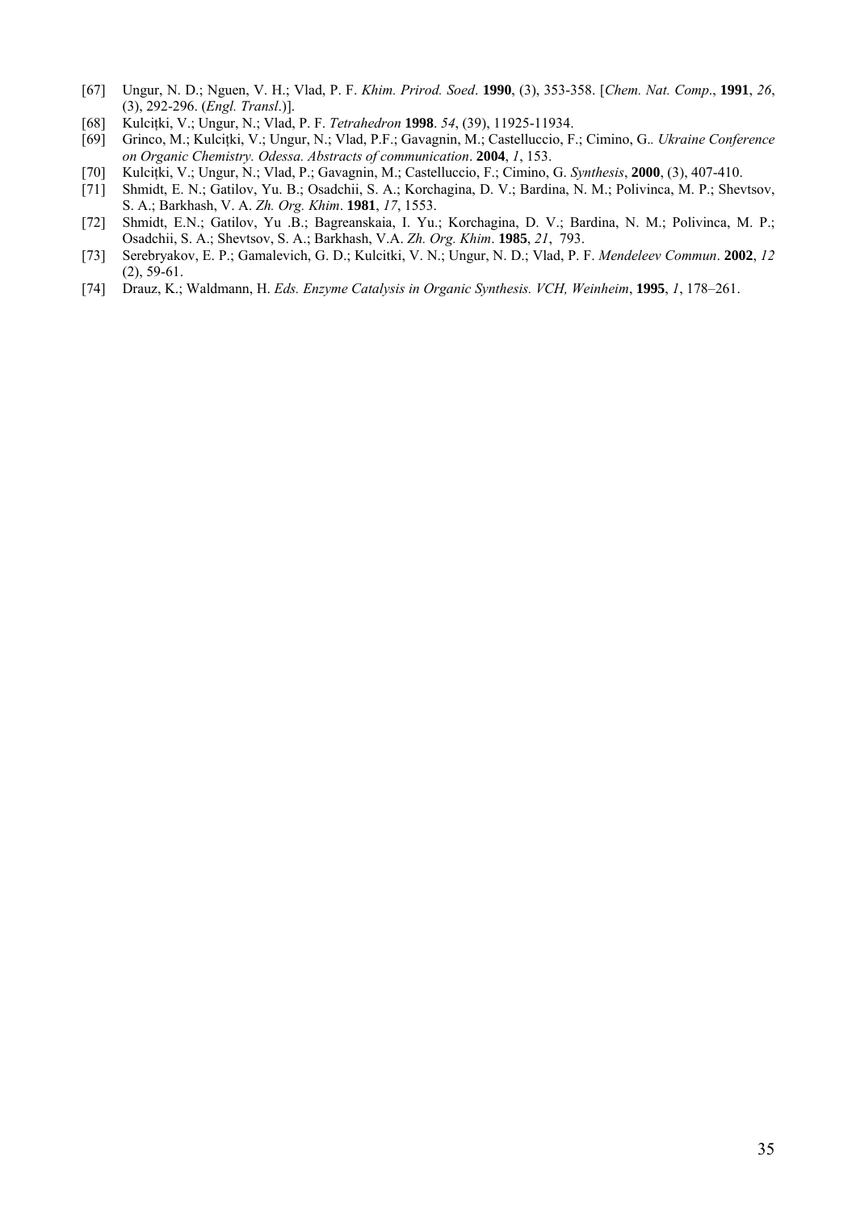[67] Ungur, N. D.; Nguen, V. H.; Vlad, P. F. *Khim. Prirod. Soed*. **1990**, (3), 353-358. [*Chem. Nat. Comp*., **1991**, *26*, (3), 292-296. (*Engl. Transl*.)].

[68] Kulcițki, V.; Ungur, N.; Vlad, P. F. *Tetrahedron* **1998**. *54*, (39), 11925-11934.

[69] Grinco, M.; Kulcițki, V.; Ungur, N.; Vlad, P.F.; Gavagnin, M.; Castelluccio, F.; Cimino, G.. *Ukraine Conference on Organic Chemistry. Odessa. Abstracts of communication*. **2004**, *1*, 153.

[70] Kulcițki, V.; Ungur, N.; Vlad, P.; Gavagnin, M.; Castelluccio, F.; Cimino, G. *Synthesis*, **2000**, (3), 407-410.

[71] Shmidt, E. N.; Gatilov, Yu. B.; Osadchii, S. A.; Korchagina, D. V.; Bardina, N. M.; Polivinca, M. P.; Shevtsov, S. A.; Barkhash, V. A. *Zh. Org. Khim*. **1981**, *17*, 1553.

[72] Shmidt, E.N.; Gatilov, Yu .B.; Bagreanskaia, I. Yu.; Korchagina, D. V.; Bardina, N. M.; Polivinca, M. P.; Osadchii, S. A.; Shevtsov, S. A.; Barkhash, V.A. *Zh. Org. Khim*. **1985**, *21*, 793.

[73] Serebryakov, E. P.; Gamalevich, G. D.; Kulcitki, V. N.; Ungur, N. D.; Vlad, P. F. *Mendeleev Commun*. **2002**, *12* (2), 59-61.

[74] Drauz, K.; Waldmann, H. *Eds. Enzyme Catalysis in Organic Synthesis. VCH, Weinheim*, **1995**, *1*, 178–261.